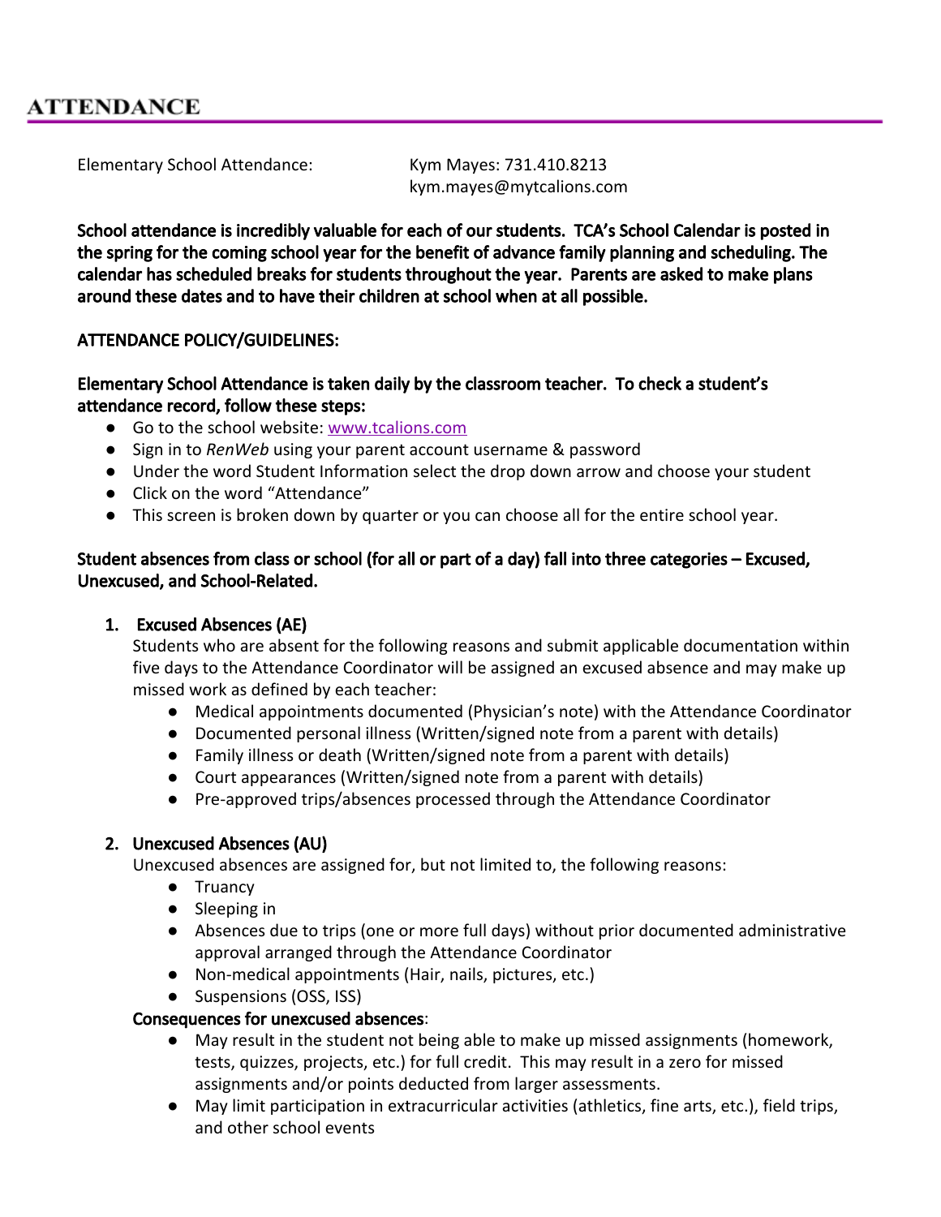# ATTENDANCE

Elementary School Attendance: Kym Mayes: 731.410.8213
kym.mayes@mytcalions.com

**School attendance is incredibly valuable for each of our students. TCA's School Calendar is posted in the spring for the coming school year for the benefit of advance family planning and scheduling. The calendar has scheduled breaks for students throughout the year. Parents are asked to make plans around these dates and to have their children at school when at all possible.**

**ATTENDANCE POLICY/GUIDELINES:**

**Elementary School Attendance is taken daily by the classroom teacher. To check a student's attendance record, follow these steps:**

- Go to the school website: [www.tcalions.com](http://www.tcalions.com)
- Sign in to *RenWeb* using your parent account username & password
- Under the word Student Information select the drop down arrow and choose your student
- Click on the word "Attendance"
- This screen is broken down by quarter or you can choose all for the entire school year.

**Student absences from class or school (for all or part of a day) fall into three categories – Excused, Unexcused, and School-Related.**

1. **Excused Absences (AE)**
   Students who are absent for the following reasons and submit applicable documentation within five days to the Attendance Coordinator will be assigned an excused absence and may make up missed work as defined by each teacher:
   - Medical appointments documented (Physician's note) with the Attendance Coordinator
   - Documented personal illness (Written/signed note from a parent with details)
   - Family illness or death (Written/signed note from a parent with details)
   - Court appearances (Written/signed note from a parent with details)
   - Pre-approved trips/absences processed through the Attendance Coordinator

2. **Unexcused Absences (AU)**
   Unexcused absences are assigned for, but not limited to, the following reasons:
   - Truancy
   - Sleeping in
   - Absences due to trips (one or more full days) without prior documented administrative approval arranged through the Attendance Coordinator
   - Non-medical appointments (Hair, nails, pictures, etc.)
   - Suspensions (OSS, ISS)

   **Consequences for unexcused absences**:
   - May result in the student not being able to make up missed assignments (homework, tests, quizzes, projects, etc.) for full credit. This may result in a zero for missed assignments and/or points deducted from larger assessments.
   - May limit participation in extracurricular activities (athletics, fine arts, etc.), field trips, and other school events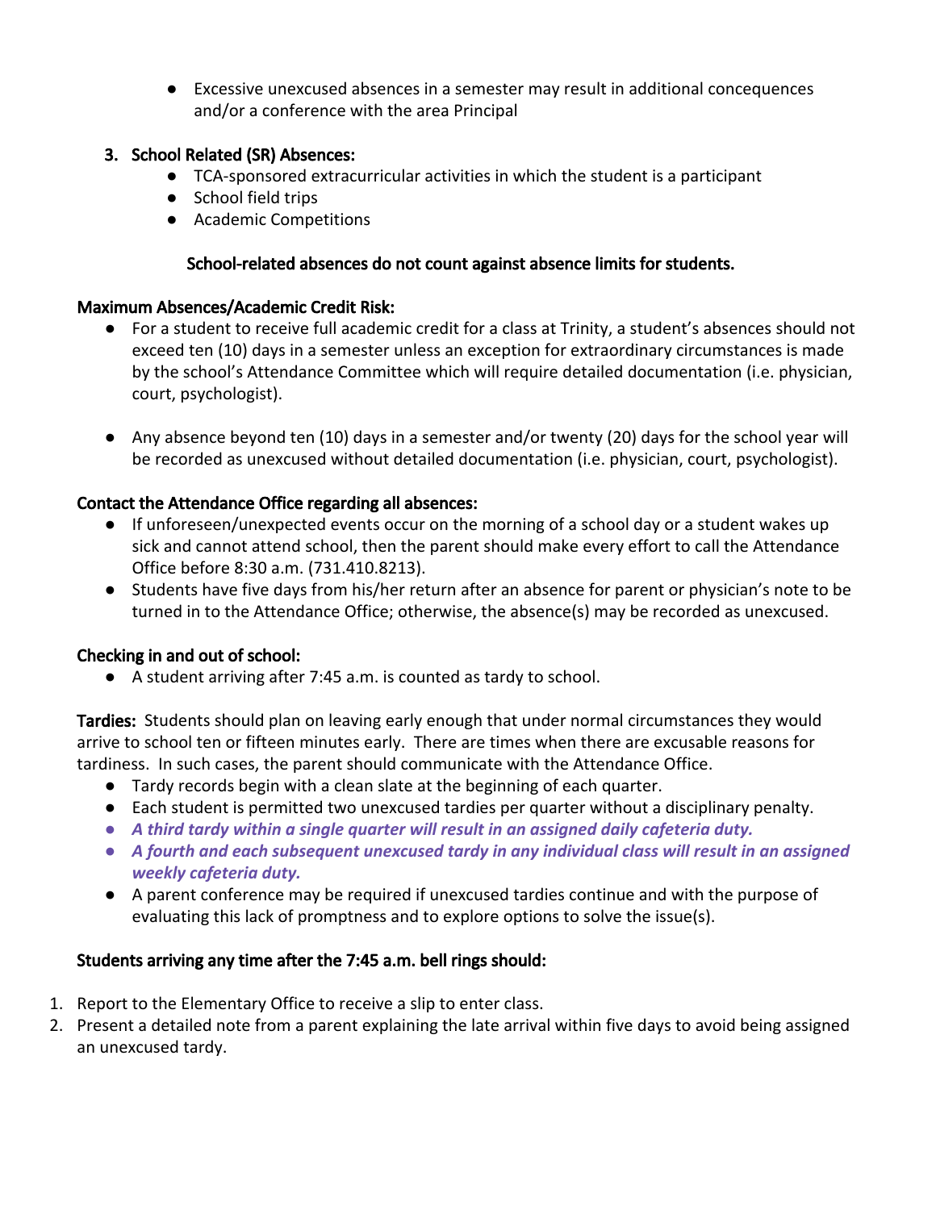- Excessive unexcused absences in a semester may result in additional concequences and/or a conference with the area Principal

3. **School Related (SR) Absences:**
    - TCA-sponsored extracurricular activities in which the student is a participant
    - School field trips
    - Academic Competitions

**School-related absences do not count against absence limits for students.**

**Maximum Absences/Academic Credit Risk:**

- For a student to receive full academic credit for a class at Trinity, a student's absences should not exceed ten (10) days in a semester unless an exception for extraordinary circumstances is made by the school's Attendance Committee which will require detailed documentation (i.e. physician, court, psychologist).

- Any absence beyond ten (10) days in a semester and/or twenty (20) days for the school year will be recorded as unexcused without detailed documentation (i.e. physician, court, psychologist).

**Contact the Attendance Office regarding all absences:**

- If unforeseen/unexpected events occur on the morning of a school day or a student wakes up sick and cannot attend school, then the parent should make every effort to call the Attendance Office before 8:30 a.m. (731.410.8213).
- Students have five days from his/her return after an absence for parent or physician's note to be turned in to the Attendance Office; otherwise, the absence(s) may be recorded as unexcused.

**Checking in and out of school:**

- A student arriving after 7:45 a.m. is counted as tardy to school.

**Tardies:** Students should plan on leaving early enough that under normal circumstances they would arrive to school ten or fifteen minutes early. There are times when there are excusable reasons for tardiness. In such cases, the parent should communicate with the Attendance Office.

- Tardy records begin with a clean slate at the beginning of each quarter.
- Each student is permitted two unexcused tardies per quarter without a disciplinary penalty.
- ***A third tardy within a single quarter will result in an assigned daily cafeteria duty.***
- ***A fourth and each subsequent unexcused tardy in any individual class will result in an assigned weekly cafeteria duty.***
- A parent conference may be required if unexcused tardies continue and with the purpose of evaluating this lack of promptness and to explore options to solve the issue(s).

**Students arriving any time after the 7:45 a.m. bell rings should:**

1. Report to the Elementary Office to receive a slip to enter class.
2. Present a detailed note from a parent explaining the late arrival within five days to avoid being assigned an unexcused tardy.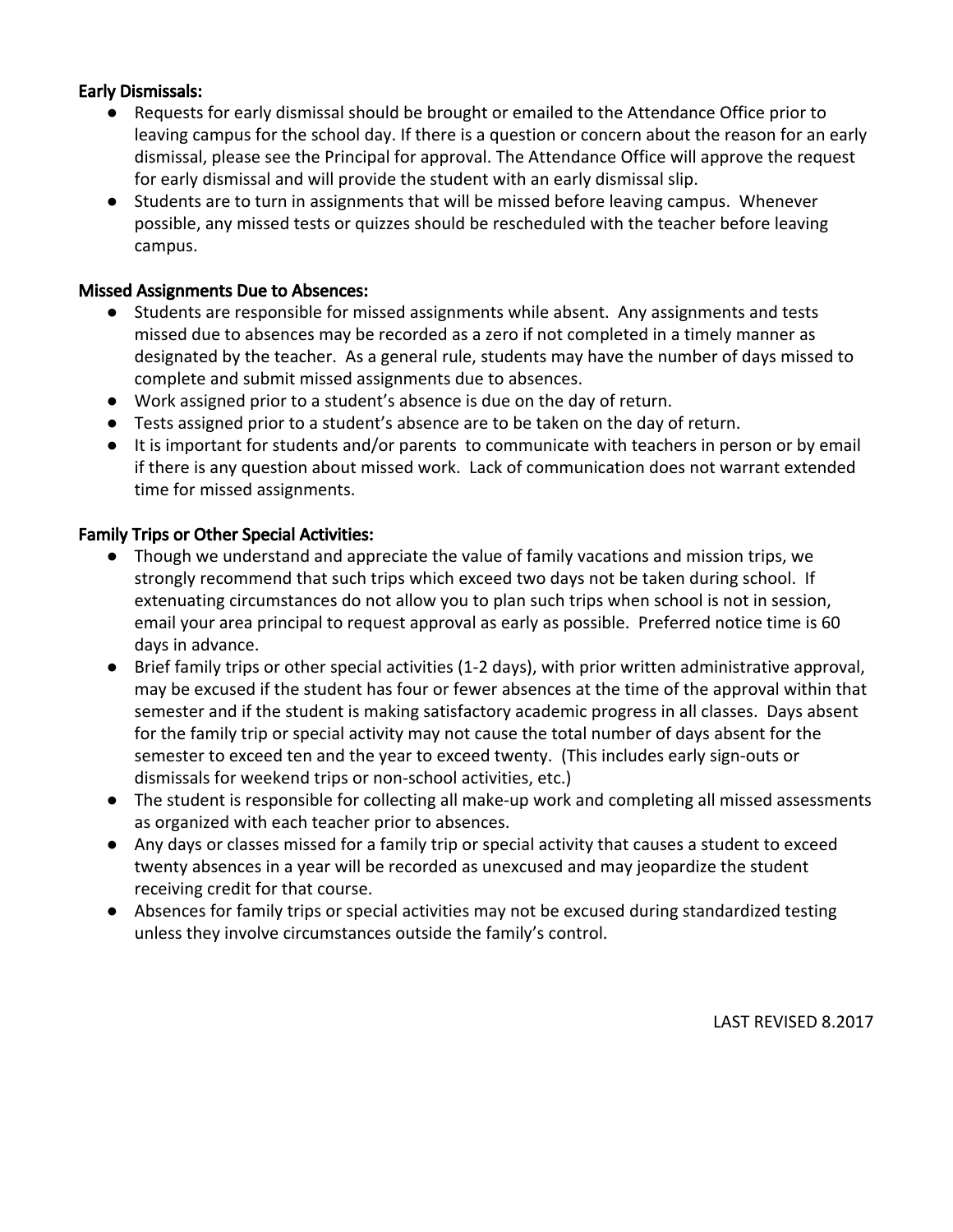**Early Dismissals:**

- Requests for early dismissal should be brought or emailed to the Attendance Office prior to leaving campus for the school day. If there is a question or concern about the reason for an early dismissal, please see the Principal for approval. The Attendance Office will approve the request for early dismissal and will provide the student with an early dismissal slip.
- Students are to turn in assignments that will be missed before leaving campus. Whenever possible, any missed tests or quizzes should be rescheduled with the teacher before leaving campus.

**Missed Assignments Due to Absences:**

- Students are responsible for missed assignments while absent. Any assignments and tests missed due to absences may be recorded as a zero if not completed in a timely manner as designated by the teacher. As a general rule, students may have the number of days missed to complete and submit missed assignments due to absences.
- Work assigned prior to a student's absence is due on the day of return.
- Tests assigned prior to a student's absence are to be taken on the day of return.
- It is important for students and/or parents to communicate with teachers in person or by email if there is any question about missed work. Lack of communication does not warrant extended time for missed assignments.

**Family Trips or Other Special Activities:**

- Though we understand and appreciate the value of family vacations and mission trips, we strongly recommend that such trips which exceed two days not be taken during school. If extenuating circumstances do not allow you to plan such trips when school is not in session, email your area principal to request approval as early as possible. Preferred notice time is 60 days in advance.
- Brief family trips or other special activities (1-2 days), with prior written administrative approval, may be excused if the student has four or fewer absences at the time of the approval within that semester and if the student is making satisfactory academic progress in all classes. Days absent for the family trip or special activity may not cause the total number of days absent for the semester to exceed ten and the year to exceed twenty. (This includes early sign-outs or dismissals for weekend trips or non-school activities, etc.)
- The student is responsible for collecting all make-up work and completing all missed assessments as organized with each teacher prior to absences.
- Any days or classes missed for a family trip or special activity that causes a student to exceed twenty absences in a year will be recorded as unexcused and may jeopardize the student receiving credit for that course.
- Absences for family trips or special activities may not be excused during standardized testing unless they involve circumstances outside the family's control.

LAST REVISED 8.2017